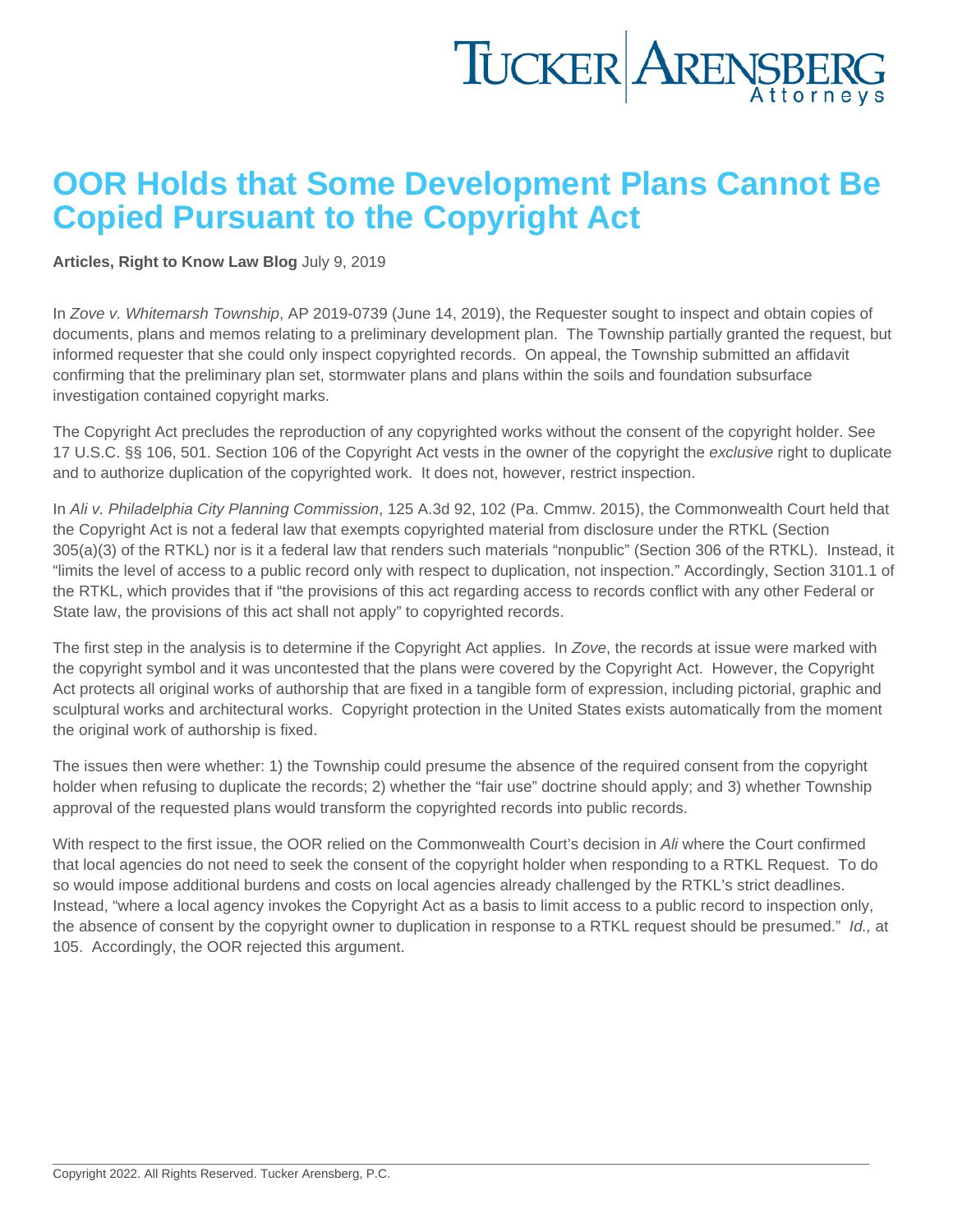# OOR Holds that Some Development Plans Cannot Be Copied Pursuant to the Copyright Act

**Articles, Right to Know Law Blog** July 9, 2019

In *Zove v. Whitemarsh Township*, AP 2019-0739 (June 14, 2019), the Requester sought to inspect and obtain copies of documents, plans and memos relating to a preliminary development plan. The Township partially granted the request, but informed requester that she could only inspect copyrighted records. On appeal, the Township submitted an affidavit confirming that the preliminary plan set, stormwater plans and plans within the soils and foundation subsurface investigation contained copyright marks.

The Copyright Act precludes the reproduction of any copyrighted works without the consent of the copyright holder. See 17 U.S.C. §§ 106, 501. Section 106 of the Copyright Act vests in the owner of the copyright the *exclusive* right to duplicate and to authorize duplication of the copyrighted work. It does not, however, restrict inspection.

In *Ali v. Philadelphia City Planning Commission*, 125 A.3d 92, 102 (Pa. Cmmw. 2015), the Commonwealth Court held that the Copyright Act is not a federal law that exempts copyrighted material from disclosure under the RTKL (Section 305(a)(3) of the RTKL) nor is it a federal law that renders such materials "nonpublic" (Section 306 of the RTKL). Instead, it "limits the level of access to a public record only with respect to duplication, not inspection." Accordingly, Section 3101.1 of the RTKL, which provides that if "the provisions of this act regarding access to records conflict with any other Federal or State law, the provisions of this act shall not apply" to copyrighted records.

The first step in the analysis is to determine if the Copyright Act applies. In *Zove*, the records at issue were marked with the copyright symbol and it was uncontested that the plans were covered by the Copyright Act. However, the Copyright Act protects all original works of authorship that are fixed in a tangible form of expression, including pictorial, graphic and sculptural works and architectural works. Copyright protection in the United States exists automatically from the moment the original work of authorship is fixed.

The issues then were whether: 1) the Township could presume the absence of the required consent from the copyright holder when refusing to duplicate the records; 2) whether the "fair use" doctrine should apply; and 3) whether Township approval of the requested plans would transform the copyrighted records into public records.

With respect to the first issue, the OOR relied on the Commonwealth Court's decision in *Ali* where the Court confirmed that local agencies do not need to seek the consent of the copyright holder when responding to a RTKL Request. To do so would impose additional burdens and costs on local agencies already challenged by the RTKL's strict deadlines. Instead, "where a local agency invokes the Copyright Act as a basis to limit access to a public record to inspection only, the absence of consent by the copyright owner to duplication in response to a RTKL request should be presumed." *Id.,* at 105. Accordingly, the OOR rejected this argument.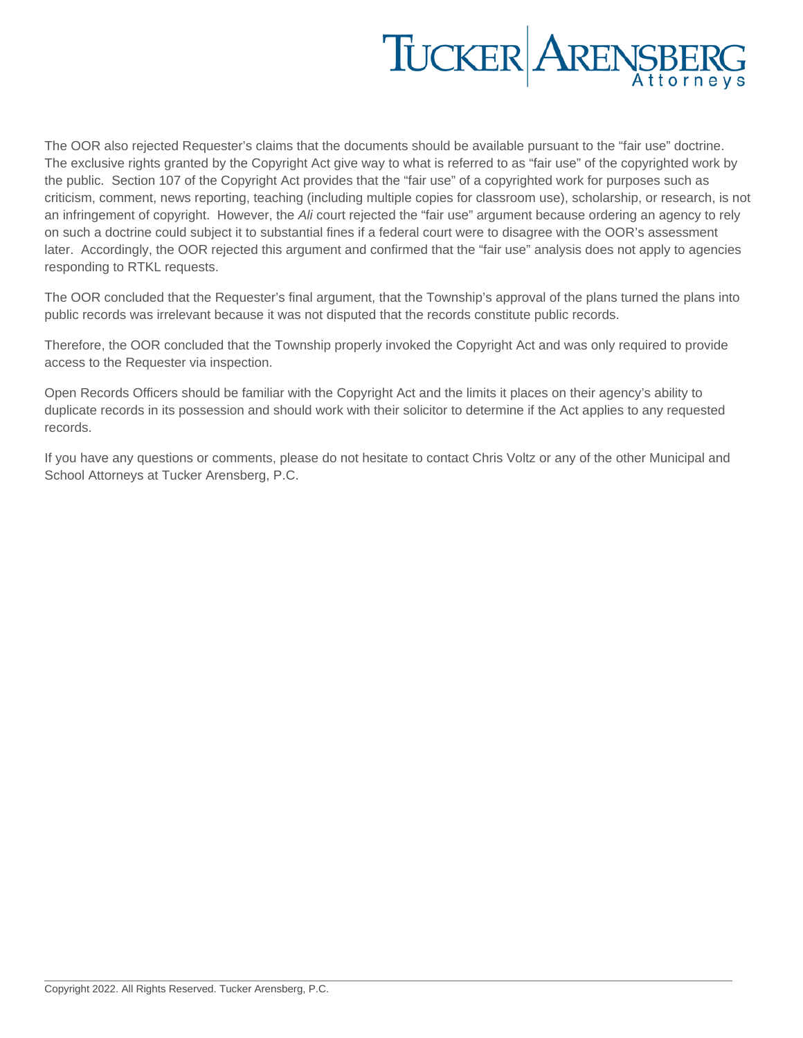The OOR also rejected Requester's claims that the documents should be available pursuant to the "fair use" doctrine. The exclusive rights granted by the Copyright Act give way to what is referred to as "fair use" of the copyrighted work by the public. Section 107 of the Copyright Act provides that the "fair use" of a copyrighted work for purposes such as criticism, comment, news reporting, teaching (including multiple copies for classroom use), scholarship, or research, is not an infringement of copyright. However, the *Ali* court rejected the "fair use" argument because ordering an agency to rely on such a doctrine could subject it to substantial fines if a federal court were to disagree with the OOR's assessment later. Accordingly, the OOR rejected this argument and confirmed that the "fair use" analysis does not apply to agencies responding to RTKL requests.

The OOR concluded that the Requester's final argument, that the Township's approval of the plans turned the plans into public records was irrelevant because it was not disputed that the records constitute public records.

Therefore, the OOR concluded that the Township properly invoked the Copyright Act and was only required to provide access to the Requester via inspection.

Open Records Officers should be familiar with the Copyright Act and the limits it places on their agency's ability to duplicate records in its possession and should work with their solicitor to determine if the Act applies to any requested records.

If you have any questions or comments, please do not hesitate to contact Chris Voltz or any of the other Municipal and School Attorneys at Tucker Arensberg, P.C.